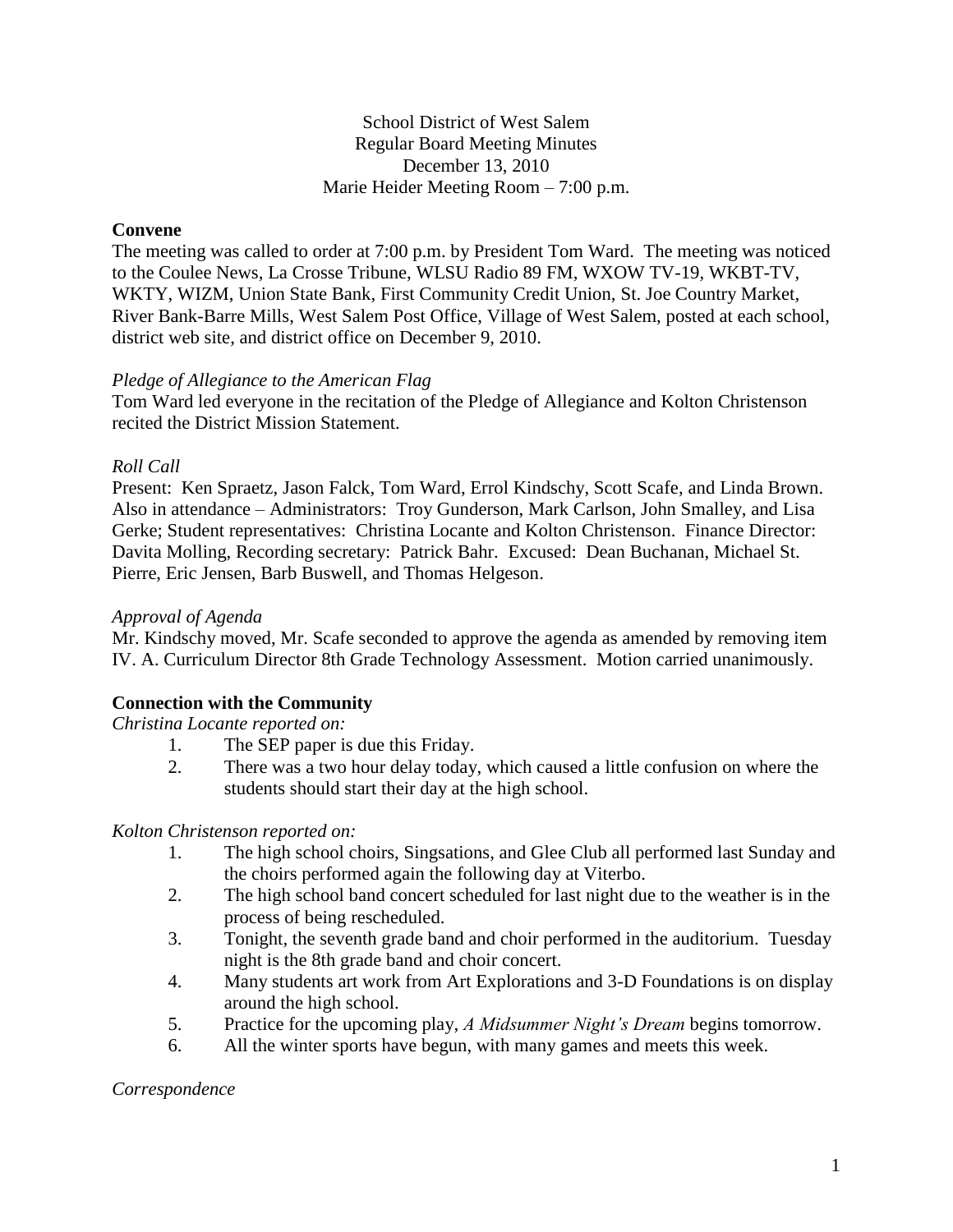School District of West Salem
Regular Board Meeting Minutes
December 13, 2010
Marie Heider Meeting Room – 7:00 p.m.

**Convene**

The meeting was called to order at 7:00 p.m. by President Tom Ward. The meeting was noticed to the Coulee News, La Crosse Tribune, WLSU Radio 89 FM, WXOW TV-19, WKBT-TV, WKTY, WIZM, Union State Bank, First Community Credit Union, St. Joe Country Market, River Bank-Barre Mills, West Salem Post Office, Village of West Salem, posted at each school, district web site, and district office on December 9, 2010.

*Pledge of Allegiance to the American Flag*

Tom Ward led everyone in the recitation of the Pledge of Allegiance and Kolton Christenson recited the District Mission Statement.

*Roll Call*

Present: Ken Spraetz, Jason Falck, Tom Ward, Errol Kindschy, Scott Scafe, and Linda Brown. Also in attendance – Administrators: Troy Gunderson, Mark Carlson, John Smalley, and Lisa Gerke; Student representatives: Christina Locante and Kolton Christenson. Finance Director: Davita Molling, Recording secretary: Patrick Bahr. Excused: Dean Buchanan, Michael St. Pierre, Eric Jensen, Barb Buswell, and Thomas Helgeson.

*Approval of Agenda*

Mr. Kindschy moved, Mr. Scafe seconded to approve the agenda as amended by removing item IV. A. Curriculum Director 8th Grade Technology Assessment. Motion carried unanimously.

**Connection with the Community**

*Christina Locante reported on:*

1. The SEP paper is due this Friday.
2. There was a two hour delay today, which caused a little confusion on where the students should start their day at the high school.

*Kolton Christenson reported on:*

1. The high school choirs, Singsations, and Glee Club all performed last Sunday and the choirs performed again the following day at Viterbo.
2. The high school band concert scheduled for last night due to the weather is in the process of being rescheduled.
3. Tonight, the seventh grade band and choir performed in the auditorium. Tuesday night is the 8th grade band and choir concert.
4. Many students art work from Art Explorations and 3-D Foundations is on display around the high school.
5. Practice for the upcoming play, *A Midsummer Night's Dream* begins tomorrow.
6. All the winter sports have begun, with many games and meets this week.

*Correspondence*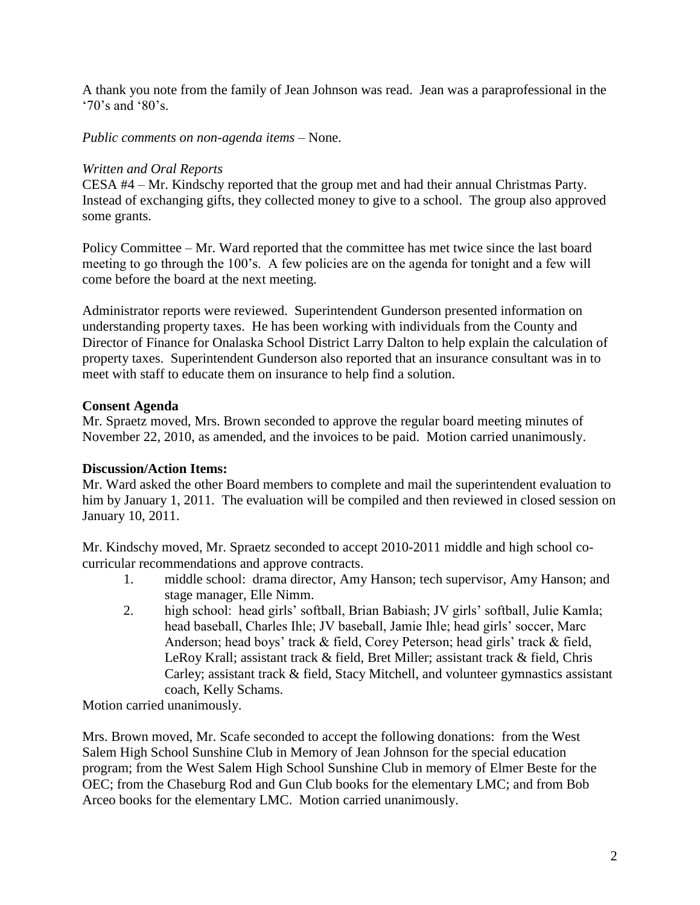A thank you note from the family of Jean Johnson was read. Jean was a paraprofessional in the '70's and '80's.

*Public comments on non-agenda items* – None.

*Written and Oral Reports*

CESA #4 – Mr. Kindschy reported that the group met and had their annual Christmas Party. Instead of exchanging gifts, they collected money to give to a school. The group also approved some grants.

Policy Committee – Mr. Ward reported that the committee has met twice since the last board meeting to go through the 100's. A few policies are on the agenda for tonight and a few will come before the board at the next meeting.

Administrator reports were reviewed. Superintendent Gunderson presented information on understanding property taxes. He has been working with individuals from the County and Director of Finance for Onalaska School District Larry Dalton to help explain the calculation of property taxes. Superintendent Gunderson also reported that an insurance consultant was in to meet with staff to educate them on insurance to help find a solution.

**Consent Agenda**

Mr. Spraetz moved, Mrs. Brown seconded to approve the regular board meeting minutes of November 22, 2010, as amended, and the invoices to be paid. Motion carried unanimously.

**Discussion/Action Items:**

Mr. Ward asked the other Board members to complete and mail the superintendent evaluation to him by January 1, 2011. The evaluation will be compiled and then reviewed in closed session on January 10, 2011.

Mr. Kindschy moved, Mr. Spraetz seconded to accept 2010-2011 middle and high school co-curricular recommendations and approve contracts.

1. middle school: drama director, Amy Hanson; tech supervisor, Amy Hanson; and stage manager, Elle Nimm.
2. high school: head girls' softball, Brian Babiash; JV girls' softball, Julie Kamla; head baseball, Charles Ihle; JV baseball, Jamie Ihle; head girls' soccer, Marc Anderson; head boys' track & field, Corey Peterson; head girls' track & field, LeRoy Krall; assistant track & field, Bret Miller; assistant track & field, Chris Carley; assistant track & field, Stacy Mitchell, and volunteer gymnastics assistant coach, Kelly Schams.

Motion carried unanimously.

Mrs. Brown moved, Mr. Scafe seconded to accept the following donations: from the West Salem High School Sunshine Club in Memory of Jean Johnson for the special education program; from the West Salem High School Sunshine Club in memory of Elmer Beste for the OEC; from the Chaseburg Rod and Gun Club books for the elementary LMC; and from Bob Arceo books for the elementary LMC. Motion carried unanimously.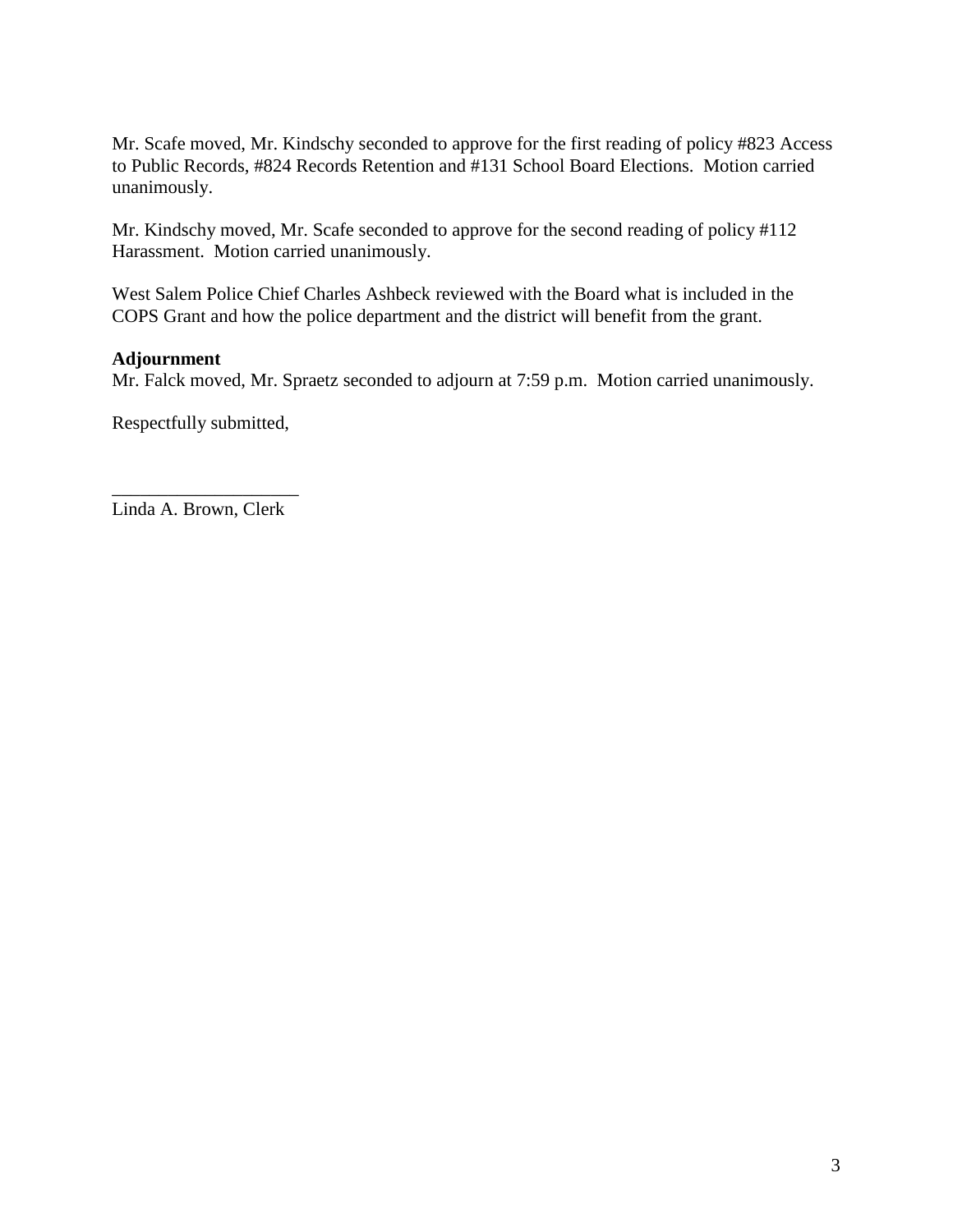Mr. Scafe moved, Mr. Kindschy seconded to approve for the first reading of policy #823 Access to Public Records, #824 Records Retention and #131 School Board Elections. Motion carried unanimously.

Mr. Kindschy moved, Mr. Scafe seconded to approve for the second reading of policy #112 Harassment. Motion carried unanimously.

West Salem Police Chief Charles Ashbeck reviewed with the Board what is included in the COPS Grant and how the police department and the district will benefit from the grant.

**Adjournment**

Mr. Falck moved, Mr. Spraetz seconded to adjourn at 7:59 p.m. Motion carried unanimously.

Respectfully submitted,

____________________

Linda A. Brown, Clerk